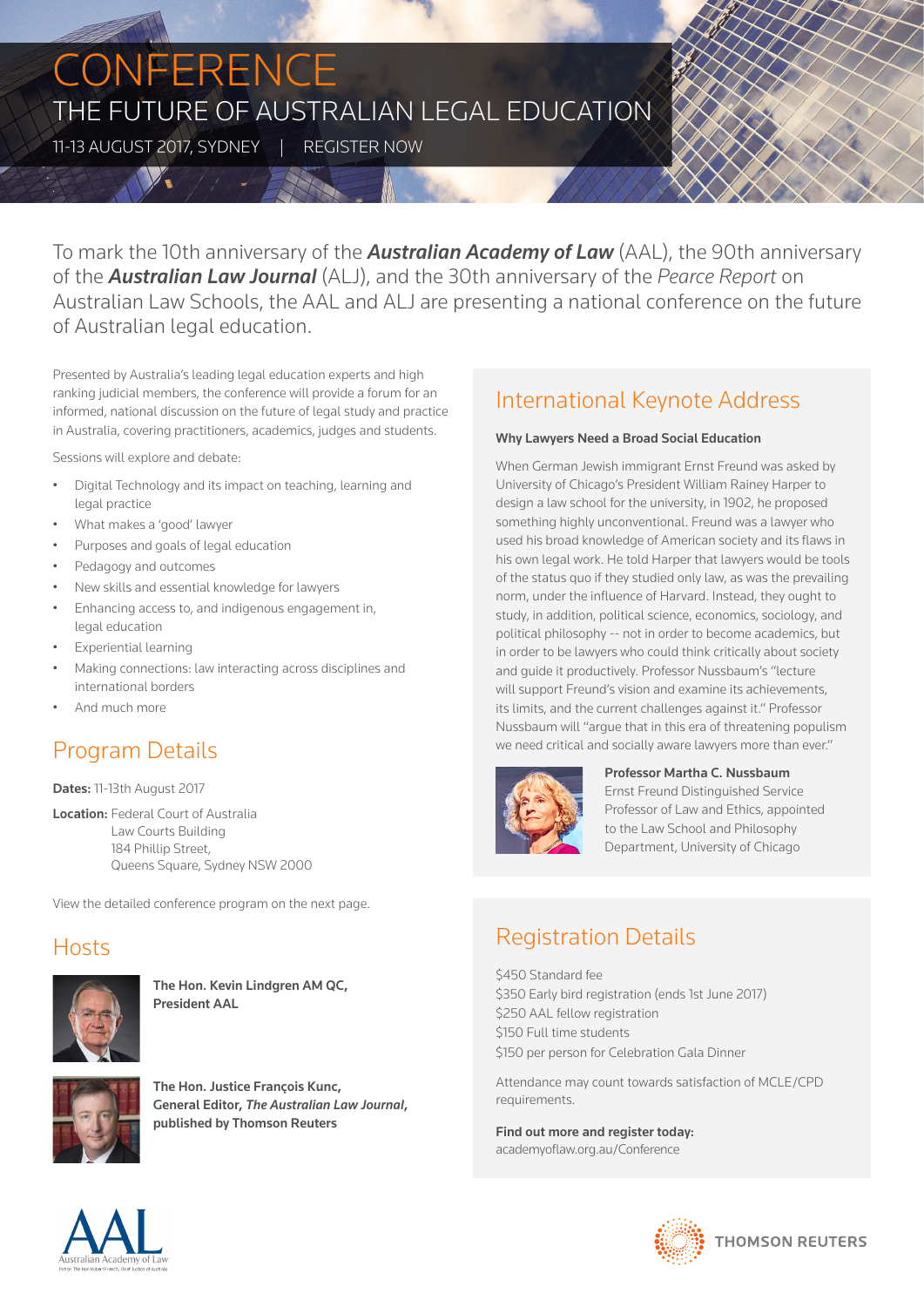# CONFERENCE

## THE FUTURE OF AUSTRALIAN LEGAL EDUCATION

11-13 AUGUST 2017, SYDNEY | REGISTER NOW

To mark the 10th anniversary of the ***Australian Academy of Law*** (AAL), the 90th anniversary of the ***Australian Law Journal*** (ALJ), and the 30th anniversary of the *Pearce Report* on Australian Law Schools, the AAL and ALJ are presenting a national conference on the future of Australian legal education.

Presented by Australia's leading legal education experts and high ranking judicial members, the conference will provide a forum for an informed, national discussion on the future of legal study and practice in Australia, covering practitioners, academics, judges and students.

Sessions will explore and debate:

- Digital Technology and its impact on teaching, learning and legal practice
- What makes a 'good' lawyer
- Purposes and goals of legal education
- Pedagogy and outcomes
- New skills and essential knowledge for lawyers
- Enhancing access to, and indigenous engagement in, legal education
- Experiential learning
- Making connections: law interacting across disciplines and international borders
- And much more

## Program Details

**Dates:** 11-13th August 2017

**Location:** Federal Court of Australia
Law Courts Building
184 Phillip Street,
Queens Square, Sydney NSW 2000

View the detailed conference program on the next page.

## Hosts

**The Hon. Kevin Lindgren AM QC, President AAL**

**The Hon. Justice François Kunc, General Editor, *The Australian Law Journal*, published by Thomson Reuters**

## International Keynote Address

**Why Lawyers Need a Broad Social Education**

When German Jewish immigrant Ernst Freund was asked by University of Chicago's President William Rainey Harper to design a law school for the university, in 1902, he proposed something highly unconventional. Freund was a lawyer who used his broad knowledge of American society and its flaws in his own legal work. He told Harper that lawyers would be tools of the status quo if they studied only law, as was the prevailing norm, under the influence of Harvard. Instead, they ought to study, in addition, political science, economics, sociology, and political philosophy -- not in order to become academics, but in order to be lawyers who could think critically about society and guide it productively. Professor Nussbaum's "lecture will support Freund's vision and examine its achievements, its limits, and the current challenges against it." Professor Nussbaum will "argue that in this era of threatening populism we need critical and socially aware lawyers more than ever."

**Professor Martha C. Nussbaum**
Ernst Freund Distinguished Service Professor of Law and Ethics, appointed to the Law School and Philosophy Department, University of Chicago

## Registration Details

$450 Standard fee
$350 Early bird registration (ends 1st June 2017)
$250 AAL fellow registration
$150 Full time students
$150 per person for Celebration Gala Dinner

Attendance may count towards satisfaction of MCLE/CPD requirements.

**Find out more and register today:**
academyoflaw.org.au/Conference

AAL Australian Academy of Law

THOMSON REUTERS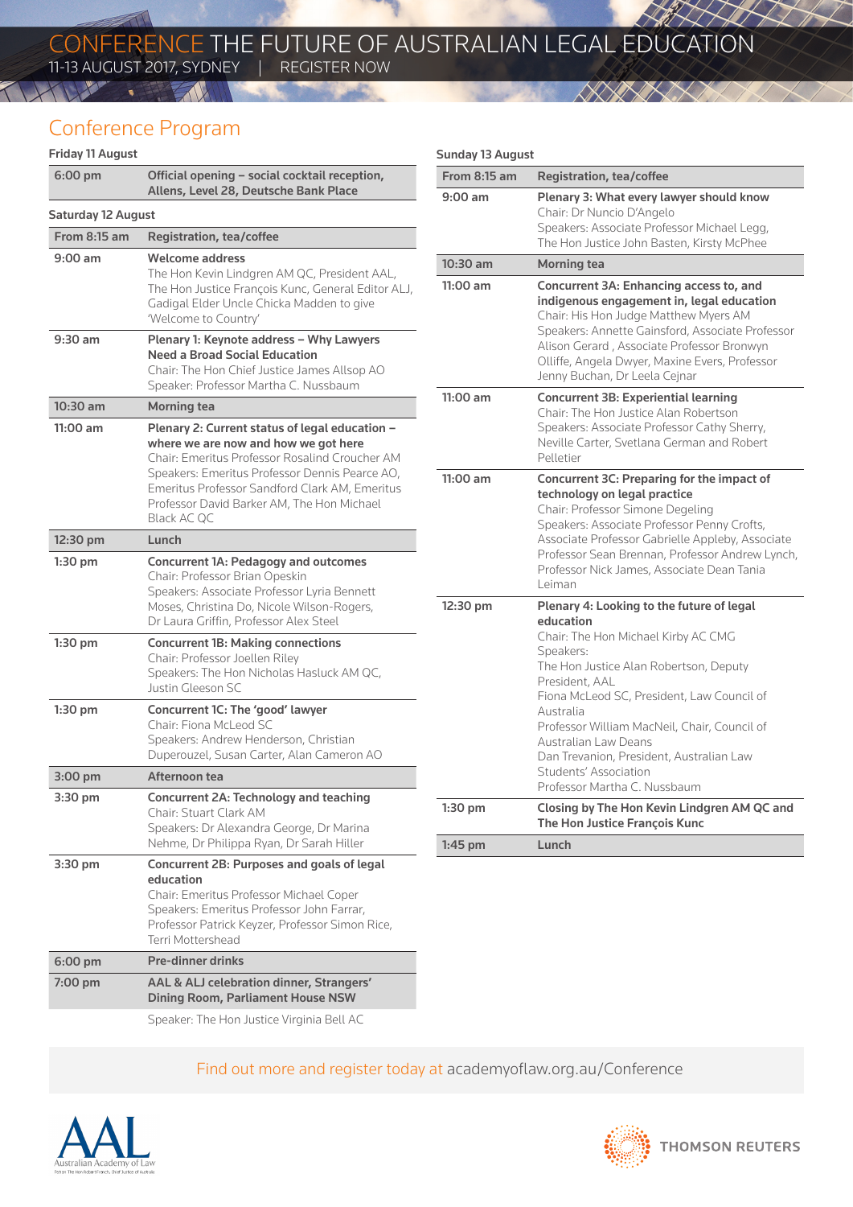# CONFERENCE THE FUTURE OF AUSTRALIAN LEGAL EDUCATION

11-13 AUGUST 2017, SYDNEY | REGISTER NOW

## Conference Program

### Friday 11 August

| | |
|---|---|
| 6:00 pm | **Official opening – social cocktail reception, Allens, Level 28, Deutsche Bank Place** |

### Saturday 12 August

| | |
|---|---|
| From 8:15 am | **Registration, tea/coffee** |
| 9:00 am | **Welcome address**<br>The Hon Kevin Lindgren AM QC, President AAL, The Hon Justice François Kunc, General Editor ALJ, Gadigal Elder Uncle Chicka Madden to give 'Welcome to Country' |
| 9:30 am | **Plenary 1: Keynote address – Why Lawyers Need a Broad Social Education**<br>Chair: The Hon Chief Justice James Allsop AO<br>Speaker: Professor Martha C. Nussbaum |
| 10:30 am | **Morning tea** |
| 11:00 am | **Plenary 2: Current status of legal education – where we are now and how we got here**<br>Chair: Emeritus Professor Rosalind Croucher AM<br>Speakers: Emeritus Professor Dennis Pearce AO, Emeritus Professor Sandford Clark AM, Emeritus Professor David Barker AM, The Hon Michael Black AC QC |
| 12:30 pm | **Lunch** |
| 1:30 pm | **Concurrent 1A: Pedagogy and outcomes**<br>Chair: Professor Brian Opeskin<br>Speakers: Associate Professor Lyria Bennett Moses, Christina Do, Nicole Wilson-Rogers, Dr Laura Griffin, Professor Alex Steel |
| 1:30 pm | **Concurrent 1B: Making connections**<br>Chair: Professor Joellen Riley<br>Speakers: The Hon Nicholas Hasluck AM QC, Justin Gleeson SC |
| 1:30 pm | **Concurrent 1C: The 'good' lawyer**<br>Chair: Fiona McLeod SC<br>Speakers: Andrew Henderson, Christian Duperouzel, Susan Carter, Alan Cameron AO |
| 3:00 pm | **Afternoon tea** |
| 3:30 pm | **Concurrent 2A: Technology and teaching**<br>Chair: Stuart Clark AM<br>Speakers: Dr Alexandra George, Dr Marina Nehme, Dr Philippa Ryan, Dr Sarah Hiller |
| 3:30 pm | **Concurrent 2B: Purposes and goals of legal education**<br>Chair: Emeritus Professor Michael Coper<br>Speakers: Emeritus Professor John Farrar, Professor Patrick Keyzer, Professor Simon Rice, Terri Mottershead |
| 6:00 pm | **Pre-dinner drinks** |
| 7:00 pm | **AAL & ALJ celebration dinner, Strangers' Dining Room, Parliament House NSW**<br>Speaker: The Hon Justice Virginia Bell AC |

### Sunday 13 August

| | |
|---|---|
| From 8:15 am | **Registration, tea/coffee** |
| 9:00 am | **Plenary 3: What every lawyer should know**<br>Chair: Dr Nuncio D'Angelo<br>Speakers: Associate Professor Michael Legg, The Hon Justice John Basten, Kirsty McPhee |
| 10:30 am | **Morning tea** |
| 11:00 am | **Concurrent 3A: Enhancing access to, and indigenous engagement in, legal education**<br>Chair: His Hon Judge Matthew Myers AM<br>Speakers: Annette Gainsford, Associate Professor Alison Gerard , Associate Professor Bronwyn Olliffe, Angela Dwyer, Maxine Evers, Professor Jenny Buchan, Dr Leela Cejnar |
| 11:00 am | **Concurrent 3B: Experiential learning**<br>Chair: The Hon Justice Alan Robertson<br>Speakers: Associate Professor Cathy Sherry, Neville Carter, Svetlana German and Robert Pelletier |
| 11:00 am | **Concurrent 3C: Preparing for the impact of technology on legal practice**<br>Chair: Professor Simone Degeling<br>Speakers: Associate Professor Penny Crofts, Associate Professor Gabrielle Appleby, Associate Professor Sean Brennan, Professor Andrew Lynch, Professor Nick James, Associate Dean Tania Leiman |
| 12:30 pm | **Plenary 4: Looking to the future of legal education**<br>Chair: The Hon Michael Kirby AC CMG<br>Speakers:<br>The Hon Justice Alan Robertson, Deputy President, AAL<br>Fiona McLeod SC, President, Law Council of Australia<br>Professor William MacNeil, Chair, Council of Australian Law Deans<br>Dan Trevanion, President, Australian Law Students' Association<br>Professor Martha C. Nussbaum |
| 1:30 pm | **Closing by The Hon Kevin Lindgren AM QC and The Hon Justice François Kunc** |
| 1:45 pm | **Lunch** |

Find out more and register today at academyoflaw.org.au/Conference

AAL Australian Academy of Law — Patron The Hon Robert French, Chief Justice of Australia

THOMSON REUTERS